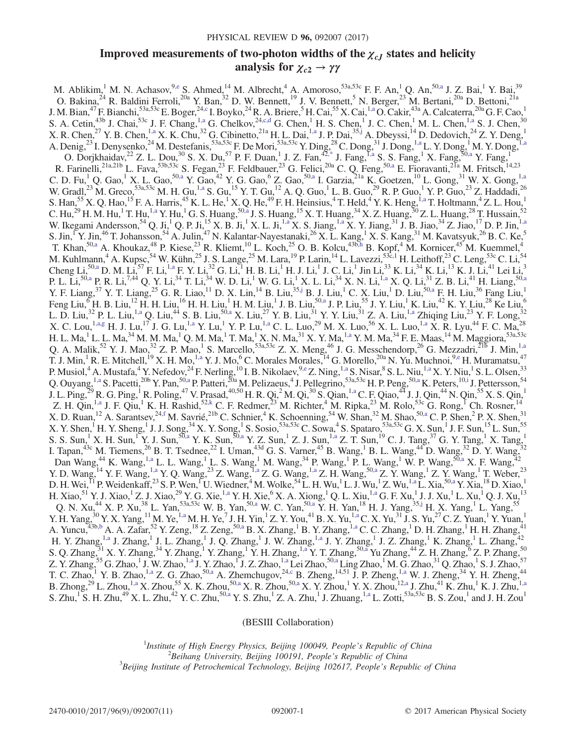# Improved measurements of two-photon widths of the $\chi_{cJ}$ states and helicity analysis for $\chi_{c2} \to \gamma\gamma$

M. Ablikim,[1] M. N. Achasov,[9,e] S. Ahmed,[14] M. Albrecht,[4] A. Amoroso,[53a,53c] F. F. An,[1] Q. An,[50,a] J. Z. Bai,[1] Y. Bai,[39] O. Bakina,[24] R. Baldini Ferroli,[20a] Y. Ban,[32] D. W. Bennett,[19] J. V. Bennett,[5] N. Berger,[23] M. Bertani,[20a] D. Bettoni,[21a] J. M. Bian,[47] F. Bianchi,[53a,53c] E. Boger,[24,c] I. Boyko,[24] R. A. Briere,[5] H. Cai,[55] X. Cai,[1,a] O. Cakir,[43a] A. Calcaterra,[20a] G. F. Cao,[1] S. A. Cetin,[43b] J. Chai,[53c] J. F. Chang,[1,a] G. Chelkov,[24,c,d] G. Chen,[1] H. S. Chen,[1] J. C. Chen,[1] M. L. Chen,[1,a] S. J. Chen,[30] X. R. Chen,[27] Y. B. Chen,[1,a] X. K. Chu,[32] G. Cibinetto,[21a] H. L. Dai,[1,a] J. P. Dai,[35,j] A. Dbeyssi,[14] D. Dedovich,[24] Z. Y. Deng,[1] A. Denig,[23] I. Denysenko,[24] M. Destefanis,[53a,53c] F. De Mori,[53a,53c] Y. Ding,[28] C. Dong,[31] J. Dong,[1,a] L. Y. Dong,[1] M. Y. Dong,[1,a] O. Dorjkhaidav,[22] Z. L. Dou,[30] S. X. Du,[57] P. F. Duan,[1] J. Z. Fan,[42,*] J. Fang,[1,a] S. S. Fang,[1] X. Fang,[50,a] Y. Fang,[1] R. Farinelli,[21a,21b] L. Fava,[53b,53c] S. Fegan,[23] F. Feldbauer,[23] G. Felici,[20a] C. Q. Feng,[50,a] E. Fioravanti,[21a] M. Fritsch,[14,23] C. D. Fu,[1] Q. Gao,[1] X. L. Gao,[50,a] Y. Gao,[42] Y. G. Gao,[6] Z. Gao,[50,a] I. Garzia,[21a] K. Goetzen,[10] L. Gong,[31] W. X. Gong,[1,a] W. Gradl,[23] M. Greco,[53a,53c] M. H. Gu,[1,a] S. Gu,[15] Y. T. Gu,[12] A. Q. Guo,[1] L. B. Guo,[29] R. P. Guo,[1] Y. P. Guo,[23] Z. Haddadi,[26] S. Han,[55] X. Q. Hao,[15] F. A. Harris,[45] K. L. He,[1] X. Q. He,[49] F. H. Heinsius,[4] T. Held,[4] Y. K. Heng,[1,a] T. Holtmann,[4] Z. L. Hou,[1] C. Hu,[29] H. M. Hu,[1] T. Hu,[1,a] Y. Hu,[1] G. S. Huang,[50,a] J. S. Huang,[15] X. T. Huang,[34] X. Z. Huang,[30] Z. L. Huang,[28] T. Hussain,[52] W. Ikegami Andersson,[54] Q. Ji,[1] Q. P. Ji,[15] X. B. Ji,[1] X. L. Ji,[1,a] X. S. Jiang,[1,a] X. Y. Jiang,[31] J. B. Jiao,[34] Z. Jiao,[17] D. P. Jin,[1,a] S. Jin,[1] Y. Jin,[46] T. Johansson,[54] A. Julin,[47] N. Kalantar-Nayestanaki,[26] X. L. Kang,[1] X. S. Kang,[31] M. Kavatsyuk,[26] B. C. Ke,[5] T. Khan,[50,a] A. Khoukaz,[48] P. Kiese,[23] R. Kliemt,[10] L. Koch,[25] O. B. Kolcu,[43b,h] B. Kopf,[4] M. Kornicer,[45] M. Kuemmel,[4] M. Kuhlmann,[4] A. Kupsc,[54] W. Kühn,[25] J. S. Lange,[25] M. Lara,[19] P. Larin,[14] L. Lavezzi,[53c,1] H. Leithoff,[23] C. Leng,[53c] C. Li,[54] Cheng Li,[50,a] D. M. Li,[57] F. Li,[1,a] F. Y. Li,[32] G. Li,[1] H. B. Li,[1] H. J. Li,[1] J. C. Li,[1] Jin Li,[33] K. Li,[34] K. Li,[13] K. J. Li,[41] Lei Li,[3] P. L. Li,[50,a] P. R. Li,[7,44] Q. Y. Li,[34] T. Li,[34] W. D. Li,[1] W. G. Li,[1] X. L. Li,[34] X. N. Li,[1,a] X. Q. Li,[31] Z. B. Li,[41] H. Liang,[50,a] Y. F. Liang,[37] Y. T. Liang,[25] G. R. Liao,[11] D. X. Lin,[14] B. Liu,[35,j] B. J. Liu,[1] C. X. Liu,[1] D. Liu,[50,a] F. H. Liu,[36] Fang Liu,[1] Feng Liu,[6] H. B. Liu,[12] H. H. Liu,[16] H. H. Liu,[1] H. M. Liu,[1] J. B. Liu,[50,a] J. P. Liu,[55] J. Y. Liu,[1] K. Liu,[42] K. Y. Liu,[28] Ke Liu,[6] L. D. Liu,[32] P. L. Liu,[1,a] Q. Liu,[44] S. B. Liu,[50,a] X. Liu,[27] Y. B. Liu,[31] Y. Y. Liu,[31] Z. A. Liu,[1,a] Zhiqing Liu,[23] Y. F. Long,[32] X. C. Lou,[1,a,g] H. J. Lu,[17] J. G. Lu,[1,a] Y. Lu,[1] Y. P. Lu,[1,a] C. L. Luo,[29] M. X. Luo,[56] X. L. Luo,[1,a] X. R. Lyu,[44] F. C. Ma,[28] H. L. Ma,[1] L. L. Ma,[34] M. M. Ma,[1] Q. M. Ma,[1] T. Ma,[1] X. N. Ma,[31] X. Y. Ma,[1,a] Y. M. Ma,[34] F. E. Maas,[14] M. Maggiora,[53a,53c] Q. A. Malik,[52] Y. J. Mao,[32] Z. P. Mao,[1] S. Marcello,[53a,53c] Z. X. Meng,[46] J. G. Messchendorp,[26] G. Mezzadri,[21b] J. Min,[1,a] T. J. Min,[1] R. E. Mitchell,[19] X. H. Mo,[1,a] Y. J. Mo,[6] C. Morales Morales,[14] G. Morello,[20a] N. Yu. Muchnoi,[9,e] H. Muramatsu,[47] P. Musiol,[4] A. Mustafa,[4] Y. Nefedov,[24] F. Nerling,[10] I. B. Nikolaev,[9,e] Z. Ning,[1,a] S. Nisar,[8] S. L. Niu,[1,a] X. Y. Niu,[1] S. L. Olsen,[33] Q. Ouyang,[1,a] S. Pacetti,[20b] Y. Pan,[50,a] P. Patteri,[20a] M. Pelizaeus,[4] J. Pellegrino,[53a,53c] H. P. Peng,[50,a] K. Peters,[10,i] J. Pettersson,[54] J. L. Ping,[29] R. G. Ping,[1] R. Poling,[47] V. Prasad,[40,50] H. R. Qi,[2] M. Qi,[30] S. Qian,[1,a] C. F. Qiao,[44] J. J. Qin,[44] N. Qin,[55] X. S. Qin,[1] Z. H. Qin,[1,a] J. F. Qiu,[1] K. H. Rashid,[52,k] C. F. Redmer,[23] M. Richter,[4] M. Ripka,[23] M. Rolo,[53c] G. Rong,[1] Ch. Rosner,[14] X. D. Ruan,[12] A. Sarantsev,[24,f] M. Savrié,[21b] C. Schnier,[4] K. Schoenning,[54] W. Shan,[32] M. Shao,[50,a] C. P. Shen,[2] P. X. Shen,[31] X. Y. Shen,[1] H. Y. Sheng,[1] J. J. Song,[34] X. Y. Song,[1] S. Sosio,[53a,53c] C. Sowa,[4] S. Spataro,[53a,53c] G. X. Sun,[1] J. F. Sun,[15] L. Sun,[55] S. S. Sun,[1] X. H. Sun,[1] Y. J. Sun,[50,a] Y. K. Sun,[50,a] Y. Z. Sun,[1] Z. J. Sun,[1,a] Z. T. Sun,[19] C. J. Tang,[37] G. Y. Tang,[1] X. Tang,[1] I. Tapan,[43c] M. Tiemens,[26] B. T. Tsednee,[22] I. Uman,[43d] G. S. Varner,[45] B. Wang,[1] B. L. Wang,[44] D. Wang,[32] D. Y. Wang,[32] Dan Wang,[44] K. Wang,[1,a] L. L. Wang,[1] L. S. Wang,[1] M. Wang,[34] P. Wang,[1] P. L. Wang,[1] W. P. Wang,[50,a] X. F. Wang,[42] Y. D. Wang,[14] Y. F. Wang,[1,a] Y. Q. Wang,[23] Z. Wang,[1,a] Z. G. Wang,[1,a] Z. H. Wang,[50,a] Z. Y. Wang,[1] Z. Y. Wang,[1] T. Weber,[23] D. H. Wei,[11] P. Weidenkaff,[23] S. P. Wen,[1] U. Wiedner,[4] M. Wolke,[54] L. H. Wu,[1] L. J. Wu,[1] Z. Wu,[1,a] L. Xia,[50,a] Y. Xia,[18] D. Xiao,[1] H. Xiao,[51] Y. J. Xiao,[1] Z. J. Xiao,[29] Y. G. Xie,[1,a] Y. H. Xie,[6] X. A. Xiong,[1] Q. L. Xiu,[1,a] G. F. Xu,[1] J. J. Xu,[1] L. Xu,[1] Q. J. Xu,[13] Q. N. Xu,[44] X. P. Xu,[38] L. Yan,[53a,53c] W. B. Yan,[50,a] W. C. Yan,[50,a] Y. H. Yan,[18] H. J. Yang,[35,j] H. X. Yang,[1] L. Yang,[55] Y. H. Yang,[30] Y. X. Yang,[11] M. Ye,[1,a] M. H. Ye,[7] J. H. Yin,[1] Z. Y. You,[41] B. X. Yu,[1,a] C. X. Yu,[31] J. S. Yu,[27] C. Z. Yuan,[1] Y. Yuan,[1] A. Yuncu,[43b,b] A. A. Zafar,[52] Y. Zeng,[18] Z. Zeng,[50,a] B. X. Zhang,[1] B. Y. Zhang,[1,a] C. C. Zhang,[1] D. H. Zhang,[1] H. H. Zhang,[41] H. Y. Zhang,[1,a] J. Zhang,[1] J. L. Zhang,[1] J. Q. Zhang,[1] J. W. Zhang,[1,a] J. Y. Zhang,[1] J. Z. Zhang,[1] K. Zhang,[1] L. Zhang,[42] S. Q. Zhang,[31] X. Y. Zhang,[34] Y. Zhang,[1] Y. Zhang,[1] Y. H. Zhang,[1,a] Y. T. Zhang,[50,a] Yu Zhang,[44] Z. H. Zhang,[6] Z. P. Zhang,[50] Z. Y. Zhang,[55] G. Zhao,[1] J. W. Zhao,[1,a] J. Y. Zhao,[1] J. Z. Zhao,[1,a] Lei Zhao,[50,a] Ling Zhao,[1] M. G. Zhao,[31] Q. Zhao,[1] S. J. Zhao,[57] T. C. Zhao,[1] Y. B. Zhao,[1,a] Z. G. Zhao,[50,a] A. Zhemchugov,[24,c] B. Zheng,[14,51] J. P. Zheng,[1,a] W. J. Zheng,[34] Y. H. Zheng,[44] B. Zhong,[29] L. Zhou,[1,a] X. Zhou,[55] X. K. Zhou,[50,a] X. R. Zhou,[50,a] X. Y. Zhou,[1] Y. X. Zhou,[12,a] J. Zhu,[41] K. Zhu,[1] K. J. Zhu,[1,a] S. Zhu,[1] S. H. Zhu,[49] X. L. Zhu,[42] Y. C. Zhu,[50,a] Y. S. Zhu,[1] Z. A. Zhu,[1] J. Zhuang,[1,a] L. Zotti,[53a,53c] B. S. Zou,[1] and J. H. Zou[1]

(BESIII Collaboration)

[1] *Institute of High Energy Physics, Beijing 100049, People's Republic of China*
[2] *Beihang University, Beijing 100191, People's Republic of China*
[3] *Beijing Institute of Petrochemical Technology, Beijing 102617, People's Republic of China*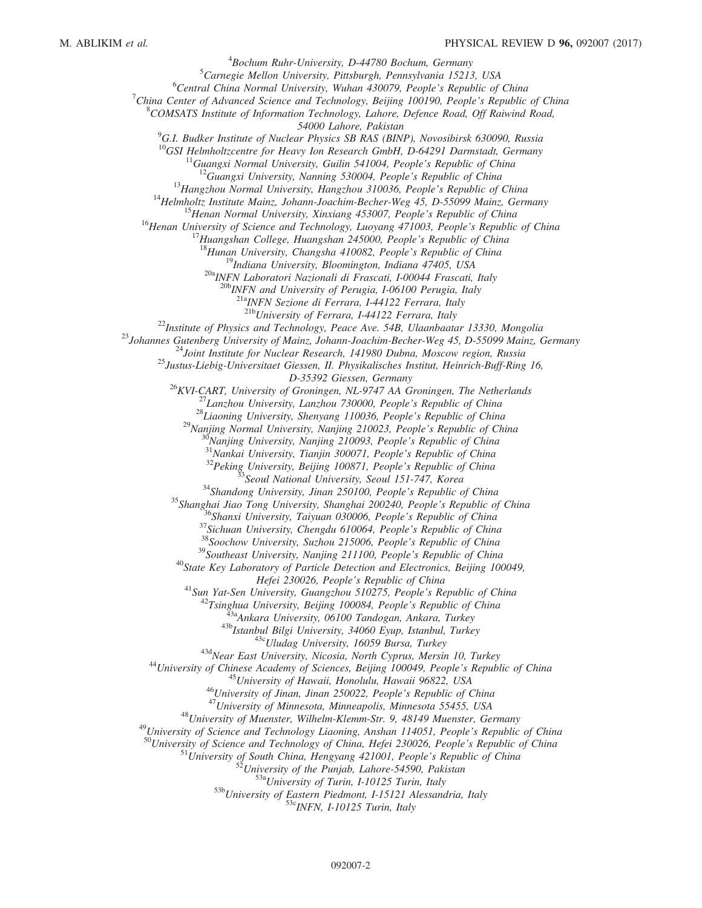[4]Bochum Ruhr-University, D-44780 Bochum, Germany

[5]Carnegie Mellon University, Pittsburgh, Pennsylvania 15213, USA

[6]Central China Normal University, Wuhan 430079, People's Republic of China

[7]China Center of Advanced Science and Technology, Beijing 100190, People's Republic of China

[8]COMSATS Institute of Information Technology, Lahore, Defence Road, Off Raiwind Road, 54000 Lahore, Pakistan

[9]G.I. Budker Institute of Nuclear Physics SB RAS (BINP), Novosibirsk 630090, Russia

[10]GSI Helmholtzcentre for Heavy Ion Research GmbH, D-64291 Darmstadt, Germany

[11]Guangxi Normal University, Guilin 541004, People's Republic of China

[12]Guangxi University, Nanning 530004, People's Republic of China

[13]Hangzhou Normal University, Hangzhou 310036, People's Republic of China

[14]Helmholtz Institute Mainz, Johann-Joachim-Becher-Weg 45, D-55099 Mainz, Germany

[15]Henan Normal University, Xinxiang 453007, People's Republic of China

[16]Henan University of Science and Technology, Luoyang 471003, People's Republic of China

[17]Huangshan College, Huangshan 245000, People's Republic of China

[18]Hunan University, Changsha 410082, People's Republic of China

[19]Indiana University, Bloomington, Indiana 47405, USA

[20a]INFN Laboratori Nazionali di Frascati, I-00044 Frascati, Italy

[20b]INFN and University of Perugia, I-06100 Perugia, Italy

[21a]INFN Sezione di Ferrara, I-44122 Ferrara, Italy

[21b]University of Ferrara, I-44122 Ferrara, Italy

[22]Institute of Physics and Technology, Peace Ave. 54B, Ulaanbaatar 13330, Mongolia

[23]Johannes Gutenberg University of Mainz, Johann-Joachim-Becher-Weg 45, D-55099 Mainz, Germany

[24]Joint Institute for Nuclear Research, 141980 Dubna, Moscow region, Russia

[25]Justus-Liebig-Universitaet Giessen, II. Physikalisches Institut, Heinrich-Buff-Ring 16, D-35392 Giessen, Germany

[26]KVI-CART, University of Groningen, NL-9747 AA Groningen, The Netherlands

[27]Lanzhou University, Lanzhou 730000, People's Republic of China

[28]Liaoning University, Shenyang 110036, People's Republic of China

[29]Nanjing Normal University, Nanjing 210023, People's Republic of China

[30]Nanjing University, Nanjing 210093, People's Republic of China

[31]Nankai University, Tianjin 300071, People's Republic of China

[32]Peking University, Beijing 100871, People's Republic of China

[33]Seoul National University, Seoul 151-747, Korea

[34]Shandong University, Jinan 250100, People's Republic of China

[35]Shanghai Jiao Tong University, Shanghai 200240, People's Republic of China

[36]Shanxi University, Taiyuan 030006, People's Republic of China

[37]Sichuan University, Chengdu 610064, People's Republic of China

[38]Soochow University, Suzhou 215006, People's Republic of China

[39]Southeast University, Nanjing 211100, People's Republic of China

[40]State Key Laboratory of Particle Detection and Electronics, Beijing 100049, Hefei 230026, People's Republic of China

[41]Sun Yat-Sen University, Guangzhou 510275, People's Republic of China

[42]Tsinghua University, Beijing 100084, People's Republic of China

[43a]Ankara University, 06100 Tandogan, Ankara, Turkey

[43b]Istanbul Bilgi University, 34060 Eyup, Istanbul, Turkey

[43c]Uludag University, 16059 Bursa, Turkey

[43d]Near East University, Nicosia, North Cyprus, Mersin 10, Turkey

[44]University of Chinese Academy of Sciences, Beijing 100049, People's Republic of China

[45]University of Hawaii, Honolulu, Hawaii 96822, USA

[46]University of Jinan, Jinan 250022, People's Republic of China

[47]University of Minnesota, Minneapolis, Minnesota 55455, USA

[48]University of Muenster, Wilhelm-Klemm-Str. 9, 48149 Muenster, Germany

[49]University of Science and Technology Liaoning, Anshan 114051, People's Republic of China

[50]University of Science and Technology of China, Hefei 230026, People's Republic of China

[51]University of South China, Hengyang 421001, People's Republic of China

[52]University of the Punjab, Lahore-54590, Pakistan

[53a]University of Turin, I-10125 Turin, Italy

[53b]University of Eastern Piedmont, I-15121 Alessandria, Italy

[53c]INFN, I-10125 Turin, Italy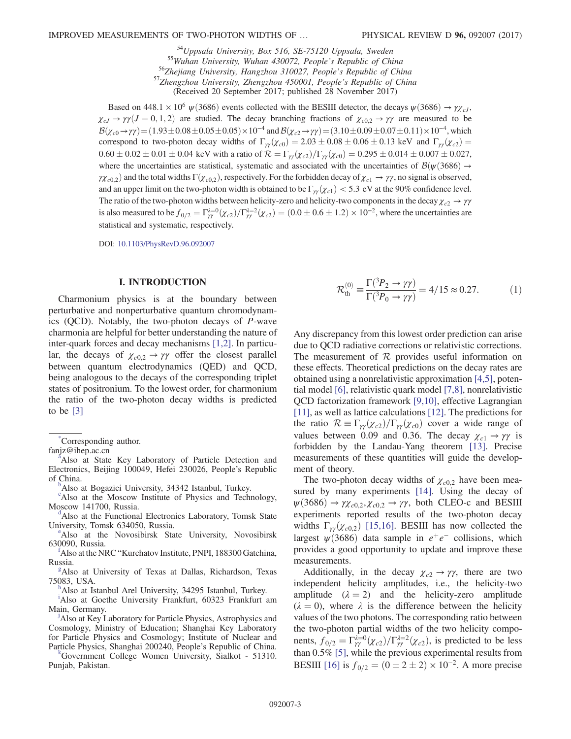[54]*Uppsala University, Box 516, SE-75120 Uppsala, Sweden*
[55]*Wuhan University, Wuhan 430072, People's Republic of China*
[56]*Zhejiang University, Hangzhou 310027, People's Republic of China*
[57]*Zhengzhou University, Zhengzhou 450001, People's Republic of China*
(Received 20 September 2017; published 28 November 2017)

Based on $448.1 \times 10^6$ $\psi(3686)$ events collected with the BESIII detector, the decays $\psi(3686) \to \gamma\chi_{cJ}$, $\chi_{cJ} \to \gamma\gamma (J = 0, 1, 2)$ are studied. The decay branching fractions of $\chi_{c0,2} \to \gamma\gamma$ are measured to be $\mathcal{B}(\chi_{c0}\to\gamma\gamma) = (1.93 \pm 0.08 \pm 0.05 \pm 0.05) \times 10^{-4}$ and $\mathcal{B}(\chi_{c2}\to\gamma\gamma) = (3.10 \pm 0.09 \pm 0.07 \pm 0.11) \times 10^{-4}$, which correspond to two-photon decay widths of $\Gamma_{\gamma\gamma}(\chi_{c0}) = 2.03 \pm 0.08 \pm 0.06 \pm 0.13$ keV and $\Gamma_{\gamma\gamma}(\chi_{c2}) = 0.60 \pm 0.02 \pm 0.01 \pm 0.04$ keV with a ratio of $\mathcal{R} = \Gamma_{\gamma\gamma}(\chi_{c2})/\Gamma_{\gamma\gamma}(\chi_{c0}) = 0.295 \pm 0.014 \pm 0.007 \pm 0.027$, where the uncertainties are statistical, systematic and associated with the uncertainties of $\mathcal{B}(\psi(3686) \to \gamma\chi_{c0,2})$ and the total widths $\Gamma(\chi_{c0,2})$, respectively. For the forbidden decay of $\chi_{c1} \to \gamma\gamma$, no signal is observed, and an upper limit on the two-photon width is obtained to be $\Gamma_{\gamma\gamma}(\chi_{c1}) < 5.3$ eV at the 90% confidence level. The ratio of the two-photon widths between helicity-zero and helicity-two components in the decay $\chi_{c2} \to \gamma\gamma$ is also measured to be $f_{0/2} = \Gamma^{\lambda=0}_{\gamma\gamma}(\chi_{c2})/\Gamma^{\lambda=2}_{\gamma\gamma}(\chi_{c2}) = (0.0 \pm 0.6 \pm 1.2) \times 10^{-2}$, where the uncertainties are statistical and systematic, respectively.

DOI: 10.1103/PhysRevD.96.092007

## I. INTRODUCTION

Charmonium physics is at the boundary between perturbative and nonperturbative quantum chromodynamics (QCD). Notably, the two-photon decays of $P$-wave charmonia are helpful for better understanding the nature of inter-quark forces and decay mechanisms [1,2]. In particular, the decays of $\chi_{c0,2} \to \gamma\gamma$ offer the closest parallel between quantum electrodynamics (QED) and QCD, being analogous to the decays of the corresponding triplet states of positronium. To the lowest order, for charmonium the ratio of the two-photon decay widths is predicted to be [3]

$$\mathcal{R}^{(0)}_{\rm th} \equiv \frac{\Gamma(^3P_2 \to \gamma\gamma)}{\Gamma(^3P_0 \to \gamma\gamma)} = 4/15 \approx 0.27. \tag{1}$$

Any discrepancy from this lowest order prediction can arise due to QCD radiative corrections or relativistic corrections. The measurement of $\mathcal{R}$ provides useful information on these effects. Theoretical predictions on the decay rates are obtained using a nonrelativistic approximation [4,5], potential model [6], relativistic quark model [7,8], nonrelativistic QCD factorization framework [9,10], effective Lagrangian [11], as well as lattice calculations [12]. The predictions for the ratio $\mathcal{R} \equiv \Gamma_{\gamma\gamma}(\chi_{c2})/\Gamma_{\gamma\gamma}(\chi_{c0})$ cover a wide range of values between 0.09 and 0.36. The decay $\chi_{c1} \to \gamma\gamma$ is forbidden by the Landau-Yang theorem [13]. Precise measurements of these quantities will guide the development of theory.

The two-photon decay widths of $\chi_{c0,2}$ have been measured by many experiments [14]. Using the decay of $\psi(3686) \to \gamma\chi_{c0,2}, \chi_{c0,2} \to \gamma\gamma$, both CLEO-c and BESIII experiments reported results of the two-photon decay widths $\Gamma_{\gamma\gamma}(\chi_{c0,2})$ [15,16]. BESIII has now collected the largest $\psi(3686)$ data sample in $e^+e^-$ collisions, which provides a good opportunity to update and improve these measurements.

Additionally, in the decay $\chi_{c2} \to \gamma\gamma$, there are two independent helicity amplitudes, i.e., the helicity-two amplitude ($\lambda = 2$) and the helicity-zero amplitude ($\lambda = 0$), where $\lambda$ is the difference between the helicity values of the two photons. The corresponding ratio between the two-photon partial widths of the two helicity components, $f_{0/2} = \Gamma^{\lambda=0}_{\gamma\gamma}(\chi_{c2})/\Gamma^{\lambda=2}_{\gamma\gamma}(\chi_{c2})$, is predicted to be less than 0.5% [5], while the previous experimental results from BESIII [16] is $f_{0/2} = (0 \pm 2 \pm 2) \times 10^{-2}$. A more precise

[*]Corresponding author.
fanjz@ihep.ac.cn
[a]Also at State Key Laboratory of Particle Detection and Electronics, Beijing 100049, Hefei 230026, People's Republic of China.
[b]Also at Bogazici University, 34342 Istanbul, Turkey.
[c]Also at the Moscow Institute of Physics and Technology, Moscow 141700, Russia.
[d]Also at the Functional Electronics Laboratory, Tomsk State University, Tomsk 634050, Russia.
[e]Also at the Novosibirsk State University, Novosibirsk 630090, Russia.
[f]Also at the NRC "Kurchatov Institute, PNPI, 188300 Gatchina, Russia.
[g]Also at University of Texas at Dallas, Richardson, Texas 75083, USA.
[h]Also at Istanbul Arel University, 34295 Istanbul, Turkey.
[i]Also at Goethe University Frankfurt, 60323 Frankfurt am Main, Germany.
[j]Also at Key Laboratory for Particle Physics, Astrophysics and Cosmology, Ministry of Education; Shanghai Key Laboratory for Particle Physics and Cosmology; Institute of Nuclear and Particle Physics, Shanghai 200240, People's Republic of China.
[k]Government College Women University, Sialkot - 51310. Punjab, Pakistan.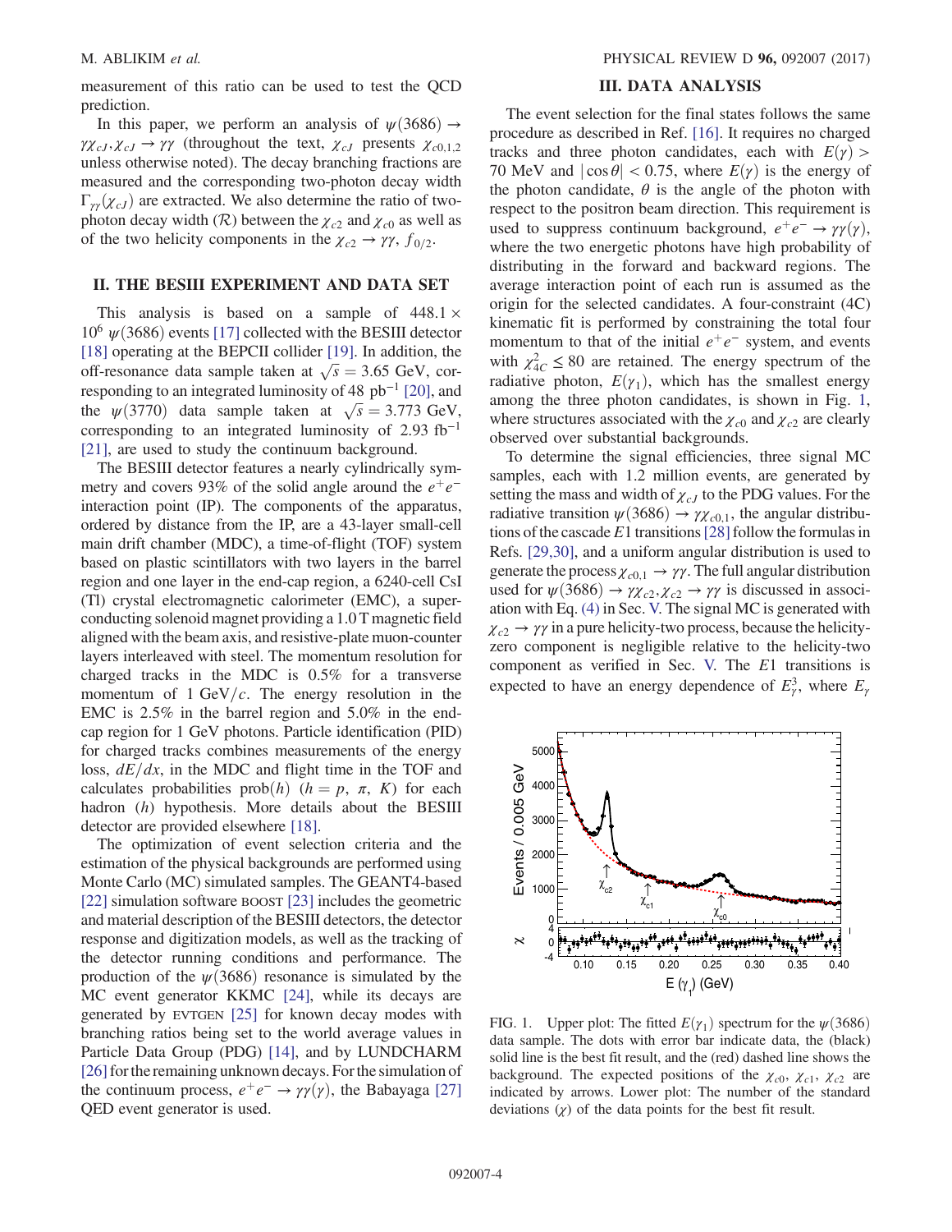measurement of this ratio can be used to test the QCD prediction.

In this paper, we perform an analysis of $\psi(3686) \to \gamma\chi_{cJ}, \chi_{cJ} \to \gamma\gamma$ (throughout the text, $\chi_{cJ}$ presents $\chi_{c0,1,2}$ unless otherwise noted). The decay branching fractions are measured and the corresponding two-photon decay width $\Gamma_{\gamma\gamma}(\chi_{cJ})$ are extracted. We also determine the ratio of two-photon decay width ($\mathcal{R}$) between the $\chi_{c2}$ and $\chi_{c0}$ as well as of the two helicity components in the $\chi_{c2} \to \gamma\gamma$, $f_{0/2}$.

## II. THE BESIII EXPERIMENT AND DATA SET

This analysis is based on a sample of $448.1 \times 10^6$ $\psi(3686)$ events [17] collected with the BESIII detector [18] operating at the BEPCII collider [19]. In addition, the off-resonance data sample taken at $\sqrt{s} = 3.65$ GeV, corresponding to an integrated luminosity of 48 $\mathrm{pb}^{-1}$ [20], and the $\psi(3770)$ data sample taken at $\sqrt{s} = 3.773$ GeV, corresponding to an integrated luminosity of 2.93 $\mathrm{fb}^{-1}$ [21], are used to study the continuum background.

The BESIII detector features a nearly cylindrically symmetry and covers 93% of the solid angle around the $e^+e^-$ interaction point (IP). The components of the apparatus, ordered by distance from the IP, are a 43-layer small-cell main drift chamber (MDC), a time-of-flight (TOF) system based on plastic scintillators with two layers in the barrel region and one layer in the end-cap region, a 6240-cell CsI (Tl) crystal electromagnetic calorimeter (EMC), a superconducting solenoid magnet providing a 1.0 T magnetic field aligned with the beam axis, and resistive-plate muon-counter layers interleaved with steel. The momentum resolution for charged tracks in the MDC is 0.5% for a transverse momentum of 1 GeV/$c$. The energy resolution in the EMC is 2.5% in the barrel region and 5.0% in the end-cap region for 1 GeV photons. Particle identification (PID) for charged tracks combines measurements of the energy loss, $dE/dx$, in the MDC and flight time in the TOF and calculates probabilities prob($h$) ($h = p$, $\pi$, $K$) for each hadron ($h$) hypothesis. More details about the BESIII detector are provided elsewhere [18].

The optimization of event selection criteria and the estimation of the physical backgrounds are performed using Monte Carlo (MC) simulated samples. The GEANT4-based [22] simulation software BOOST [23] includes the geometric and material description of the BESIII detectors, the detector response and digitization models, as well as the tracking of the detector running conditions and performance. The production of the $\psi(3686)$ resonance is simulated by the MC event generator KKMC [24], while its decays are generated by EVTGEN [25] for known decay modes with branching ratios being set to the world average values in Particle Data Group (PDG) [14], and by LUNDCHARM [26] for the remaining unknown decays. For the simulation of the continuum process, $e^+e^- \to \gamma\gamma(\gamma)$, the Babayaga [27] QED event generator is used.

## III. DATA ANALYSIS

The event selection for the final states follows the same procedure as described in Ref. [16]. It requires no charged tracks and three photon candidates, each with $E(\gamma) > 70$ MeV and $|\cos\theta| < 0.75$, where $E(\gamma)$ is the energy of the photon candidate, $\theta$ is the angle of the photon with respect to the positron beam direction. This requirement is used to suppress continuum background, $e^+e^- \to \gamma\gamma(\gamma)$, where the two energetic photons have high probability of distributing in the forward and backward regions. The average interaction point of each run is assumed as the origin for the selected candidates. A four-constraint (4C) kinematic fit is performed by constraining the total four momentum to that of the initial $e^+e^-$ system, and events with $\chi^2_{4C} \le 80$ are retained. The energy spectrum of the radiative photon, $E(\gamma_1)$, which has the smallest energy among the three photon candidates, is shown in Fig. 1, where structures associated with the $\chi_{c0}$ and $\chi_{c2}$ are clearly observed over substantial backgrounds.

To determine the signal efficiencies, three signal MC samples, each with 1.2 million events, are generated by setting the mass and width of $\chi_{cJ}$ to the PDG values. For the radiative transition $\psi(3686) \to \gamma\chi_{c0,1}$, the angular distributions of the cascade $E1$ transitions [28] follow the formulas in Refs. [29,30], and a uniform angular distribution is used to generate the process $\chi_{c0,1} \to \gamma\gamma$. The full angular distribution used for $\psi(3686) \to \gamma\chi_{c2}, \chi_{c2} \to \gamma\gamma$ is discussed in association with Eq. (4) in Sec. V. The signal MC is generated with $\chi_{c2} \to \gamma\gamma$ in a pure helicity-two process, because the helicity-zero component is negligible relative to the helicity-two component as verified in Sec. V. The $E1$ transitions is expected to have an energy dependence of $E_\gamma^3$, where $E_\gamma$

Events / 0.005 GeV
5000
4000
3000
2000
1000
0
$\chi_{c2}$
$\chi_{c1}$
$\chi_{c0}$
$\chi$
4
0
-4
0.10 0.15 0.20 0.25 0.30 0.35 0.40
E ($\gamma_1$) (GeV)

FIG. 1. Upper plot: The fitted $E(\gamma_1)$ spectrum for the $\psi(3686)$ data sample. The dots with error bar indicate data, the (black) solid line is the best fit result, and the (red) dashed line shows the background. The expected positions of the $\chi_{c0}$, $\chi_{c1}$, $\chi_{c2}$ are indicated by arrows. Lower plot: The number of the standard deviations ($\chi$) of the data points for the best fit result.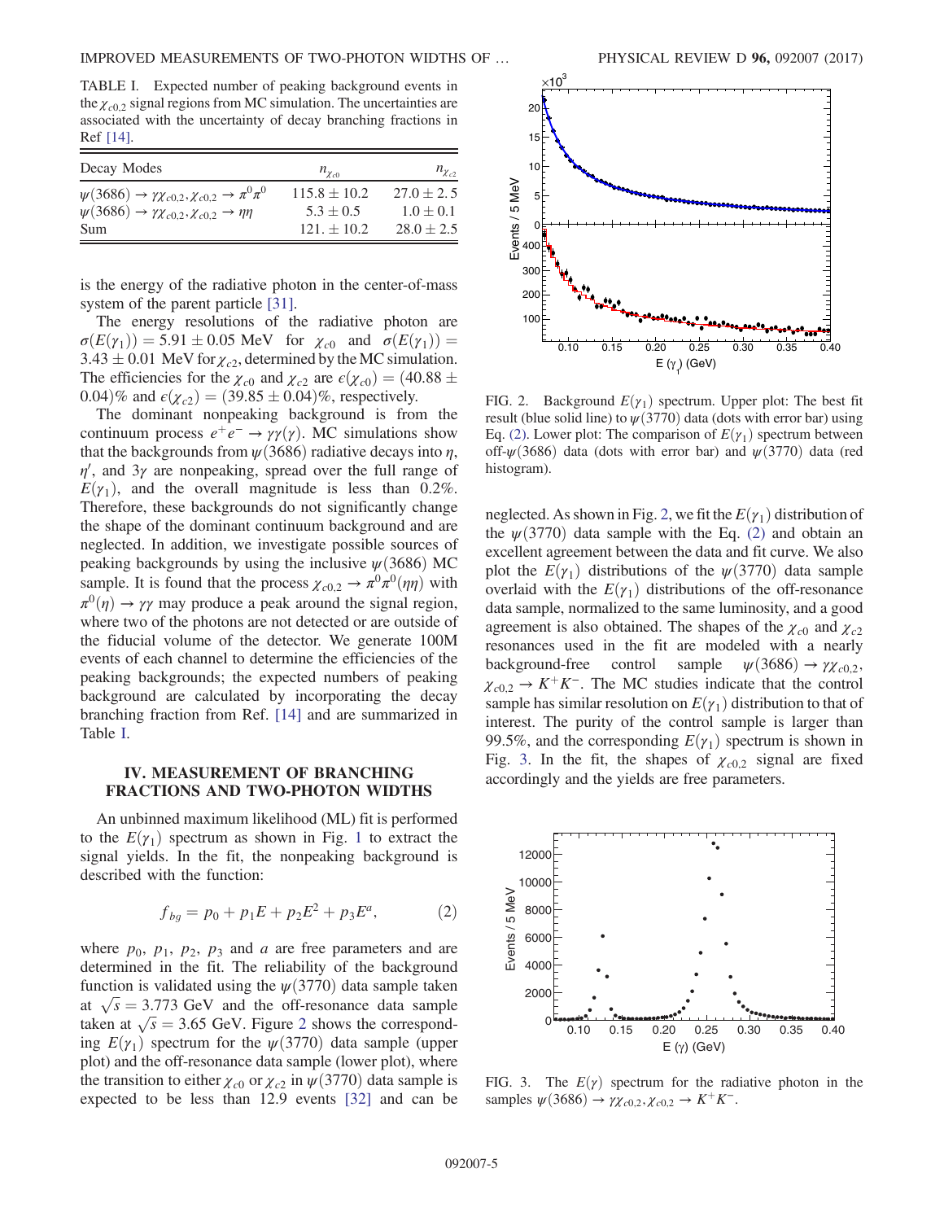TABLE I. Expected number of peaking background events in the $\chi_{c0,2}$ signal regions from MC simulation. The uncertainties are associated with the uncertainty of decay branching fractions in Ref [14].

| Decay Modes | $n_{\chi_{c0}}$ | $n_{\chi_{c2}}$ |
|---|---|---|
| $\psi(3686) \to \gamma\chi_{c0,2}, \chi_{c0,2} \to \pi^0\pi^0$ | $115.8 \pm 10.2$ | $27.0 \pm 2.5$ |
| $\psi(3686) \to \gamma\chi_{c0,2}, \chi_{c0,2} \to \eta\eta$ | $5.3 \pm 0.5$ | $1.0 \pm 0.1$ |
| Sum | $121. \pm 10.2$ | $28.0 \pm 2.5$ |

is the energy of the radiative photon in the center-of-mass system of the parent particle [31].

The energy resolutions of the radiative photon are $\sigma(E(\gamma_1)) = 5.91 \pm 0.05$ MeV for $\chi_{c0}$ and $\sigma(E(\gamma_1)) = 3.43 \pm 0.01$ MeV for $\chi_{c2}$, determined by the MC simulation. The efficiencies for the $\chi_{c0}$ and $\chi_{c2}$ are $\epsilon(\chi_{c0}) = (40.88 \pm 0.04)\%$ and $\epsilon(\chi_{c2}) = (39.85 \pm 0.04)\%$, respectively.

The dominant nonpeaking background is from the continuum process $e^+e^- \to \gamma\gamma(\gamma)$. MC simulations show that the backgrounds from $\psi(3686)$ radiative decays into $\eta$, $\eta'$, and $3\gamma$ are nonpeaking, spread over the full range of $E(\gamma_1)$, and the overall magnitude is less than 0.2%. Therefore, these backgrounds do not significantly change the shape of the dominant continuum background and are neglected. In addition, we investigate possible sources of peaking backgrounds by using the inclusive $\psi(3686)$ MC sample. It is found that the process $\chi_{c0,2} \to \pi^0\pi^0(\eta\eta)$ with $\pi^0(\eta) \to \gamma\gamma$ may produce a peak around the signal region, where two of the photons are not detected or are outside of the fiducial volume of the detector. We generate 100M events of each channel to determine the efficiencies of the peaking backgrounds; the expected numbers of peaking background are calculated by incorporating the decay branching fraction from Ref. [14] and are summarized in Table I.

## IV. MEASUREMENT OF BRANCHING FRACTIONS AND TWO-PHOTON WIDTHS

An unbinned maximum likelihood (ML) fit is performed to the $E(\gamma_1)$ spectrum as shown in Fig. 1 to extract the signal yields. In the fit, the nonpeaking background is described with the function:

$$f_{bg} = p_0 + p_1 E + p_2 E^2 + p_3 E^a, \tag{2}$$

where $p_0$, $p_1$, $p_2$, $p_3$ and $a$ are free parameters and are determined in the fit. The reliability of the background function is validated using the $\psi(3770)$ data sample taken at $\sqrt{s} = 3.773$ GeV and the off-resonance data sample taken at $\sqrt{s} = 3.65$ GeV. Figure 2 shows the corresponding $E(\gamma_1)$ spectrum for the $\psi(3770)$ data sample (upper plot) and the off-resonance data sample (lower plot), where the transition to either $\chi_{c0}$ or $\chi_{c2}$ in $\psi(3770)$ data sample is expected to be less than 12.9 events [32] and can be neglected. As shown in Fig. 2, we fit the $E(\gamma_1)$ distribution of the $\psi(3770)$ data sample with the Eq. (2) and obtain an excellent agreement between the data and fit curve. We also plot the $E(\gamma_1)$ distributions of the $\psi(3770)$ data sample overlaid with the $E(\gamma_1)$ distributions of the off-resonance data sample, normalized to the same luminosity, and a good agreement is also obtained. The shapes of the $\chi_{c0}$ and $\chi_{c2}$ resonances used in the fit are modeled with a nearly background-free control sample $\psi(3686) \to \gamma\chi_{c0,2}$, $\chi_{c0,2} \to K^+K^-$. The MC studies indicate that the control sample has similar resolution on $E(\gamma_1)$ distribution to that of interest. The purity of the control sample is larger than 99.5%, and the corresponding $E(\gamma_1)$ spectrum is shown in Fig. 3. In the fit, the shapes of $\chi_{c0,2}$ signal are fixed accordingly and the yields are free parameters.

×10^3
Events / 5 MeV
E (γ_1) (GeV)

FIG. 2. Background $E(\gamma_1)$ spectrum. Upper plot: The best fit result (blue solid line) to $\psi(3770)$ data (dots with error bar) using Eq. (2). Lower plot: The comparison of $E(\gamma_1)$ spectrum between off-$\psi(3686)$ data (dots with error bar) and $\psi(3770)$ data (red histogram).

Events / 5 MeV
E (γ) (GeV)

FIG. 3. The $E(\gamma)$ spectrum for the radiative photon in the samples $\psi(3686) \to \gamma\chi_{c0,2}, \chi_{c0,2} \to K^+K^-$.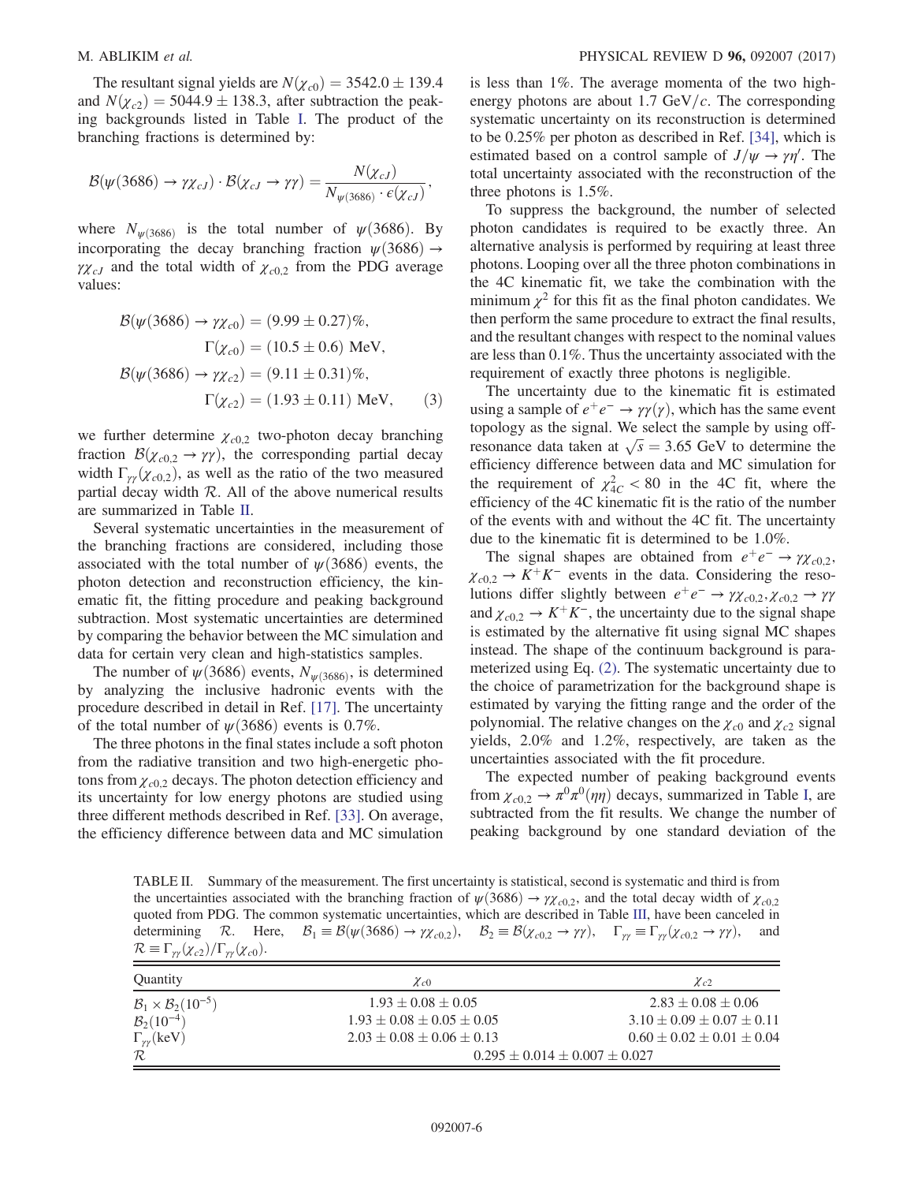The resultant signal yields are $N(\chi_{c0}) = 3542.0 \pm 139.4$ and $N(\chi_{c2}) = 5044.9 \pm 138.3$, after subtraction the peaking backgrounds listed in Table I. The product of the branching fractions is determined by:

$$\mathcal{B}(\psi(3686) \to \gamma\chi_{cJ}) \cdot \mathcal{B}(\chi_{cJ} \to \gamma\gamma) = \frac{N(\chi_{cJ})}{N_{\psi(3686)} \cdot \epsilon(\chi_{cJ})},$$

where $N_{\psi(3686)}$ is the total number of $\psi(3686)$. By incorporating the decay branching fraction $\psi(3686) \to \gamma\chi_{cJ}$ and the total width of $\chi_{c0,2}$ from the PDG average values:

$$\begin{aligned}
\mathcal{B}(\psi(3686) \to \gamma\chi_{c0}) &= (9.99 \pm 0.27)\%, \\
\Gamma(\chi_{c0}) &= (10.5 \pm 0.6)\ \text{MeV}, \\
\mathcal{B}(\psi(3686) \to \gamma\chi_{c2}) &= (9.11 \pm 0.31)\%, \\
\Gamma(\chi_{c2}) &= (1.93 \pm 0.11)\ \text{MeV}, \qquad (3)
\end{aligned}$$

we further determine $\chi_{c0,2}$ two-photon decay branching fraction $\mathcal{B}(\chi_{c0,2} \to \gamma\gamma)$, the corresponding partial decay width $\Gamma_{\gamma\gamma}(\chi_{c0,2})$, as well as the ratio of the two measured partial decay width $\mathcal{R}$. All of the above numerical results are summarized in Table II.

Several systematic uncertainties in the measurement of the branching fractions are considered, including those associated with the total number of $\psi(3686)$ events, the photon detection and reconstruction efficiency, the kinematic fit, the fitting procedure and peaking background subtraction. Most systematic uncertainties are determined by comparing the behavior between the MC simulation and data for certain very clean and high-statistics samples.

The number of $\psi(3686)$ events, $N_{\psi(3686)}$, is determined by analyzing the inclusive hadronic events with the procedure described in detail in Ref. [17]. The uncertainty of the total number of $\psi(3686)$ events is 0.7%.

The three photons in the final states include a soft photon from the radiative transition and two high-energetic photons from $\chi_{c0,2}$ decays. The photon detection efficiency and its uncertainty for low energy photons are studied using three different methods described in Ref. [33]. On average, the efficiency difference between data and MC simulation is less than 1%. The average momenta of the two high-energy photons are about 1.7 GeV/$c$. The corresponding systematic uncertainty on its reconstruction is determined to be 0.25% per photon as described in Ref. [34], which is estimated based on a control sample of $J/\psi \to \gamma\eta'$. The total uncertainty associated with the reconstruction of the three photons is 1.5%.

To suppress the background, the number of selected photon candidates is required to be exactly three. An alternative analysis is performed by requiring at least three photons. Looping over all the three photon combinations in the 4C kinematic fit, we take the combination with the minimum $\chi^2$ for this fit as the final photon candidates. We then perform the same procedure to extract the final results, and the resultant changes with respect to the nominal values are less than 0.1%. Thus the uncertainty associated with the requirement of exactly three photons is negligible.

The uncertainty due to the kinematic fit is estimated using a sample of $e^+e^- \to \gamma\gamma(\gamma)$, which has the same event topology as the signal. We select the sample by using off-resonance data taken at $\sqrt{s} = 3.65$ GeV to determine the efficiency difference between data and MC simulation for the requirement of $\chi^2_{4C} < 80$ in the 4C fit, where the efficiency of the 4C kinematic fit is the ratio of the number of the events with and without the 4C fit. The uncertainty due to the kinematic fit is determined to be 1.0%.

The signal shapes are obtained from $e^+e^- \to \gamma\chi_{c0,2}$, $\chi_{c0,2} \to K^+K^-$ events in the data. Considering the resolutions differ slightly between $e^+e^- \to \gamma\chi_{c0,2}, \chi_{c0,2} \to \gamma\gamma$ and $\chi_{c0,2} \to K^+K^-$, the uncertainty due to the signal shape is estimated by the alternative fit using signal MC shapes instead. The shape of the continuum background is parameterized using Eq. (2). The systematic uncertainty due to the choice of parametrization for the background shape is estimated by varying the fitting range and the order of the polynomial. The relative changes on the $\chi_{c0}$ and $\chi_{c2}$ signal yields, 2.0% and 1.2%, respectively, are taken as the uncertainties associated with the fit procedure.

The expected number of peaking background events from $\chi_{c0,2} \to \pi^0\pi^0(\eta\eta)$ decays, summarized in Table I, are subtracted from the fit results. We change the number of peaking background by one standard deviation of the

TABLE II. Summary of the measurement. The first uncertainty is statistical, second is systematic and third is from the uncertainties associated with the branching fraction of $\psi(3686) \to \gamma\chi_{c0,2}$, and the total decay width of $\chi_{c0,2}$ quoted from PDG. The common systematic uncertainties, which are described in Table III, have been canceled in determining $\mathcal{R}$. Here, $\mathcal{B}_1 \equiv \mathcal{B}(\psi(3686) \to \gamma\chi_{c0,2})$, $\mathcal{B}_2 \equiv \mathcal{B}(\chi_{c0,2} \to \gamma\gamma)$, $\Gamma_{\gamma\gamma} \equiv \Gamma_{\gamma\gamma}(\chi_{c0,2} \to \gamma\gamma)$, and $\mathcal{R} \equiv \Gamma_{\gamma\gamma}(\chi_{c2})/\Gamma_{\gamma\gamma}(\chi_{c0})$.

| Quantity | $\chi_{c0}$ | $\chi_{c2}$ |
|---|---|---|
| $\mathcal{B}_1 \times \mathcal{B}_2 (10^{-5})$ | $1.93 \pm 0.08 \pm 0.05$ | $2.83 \pm 0.08 \pm 0.06$ |
| $\mathcal{B}_2 (10^{-4})$ | $1.93 \pm 0.08 \pm 0.05 \pm 0.05$ | $3.10 \pm 0.09 \pm 0.07 \pm 0.11$ |
| $\Gamma_{\gamma\gamma}$(keV) | $2.03 \pm 0.08 \pm 0.06 \pm 0.13$ | $0.60 \pm 0.02 \pm 0.01 \pm 0.04$ |
| $\mathcal{R}$ | $0.295 \pm 0.014 \pm 0.007 \pm 0.027$ | |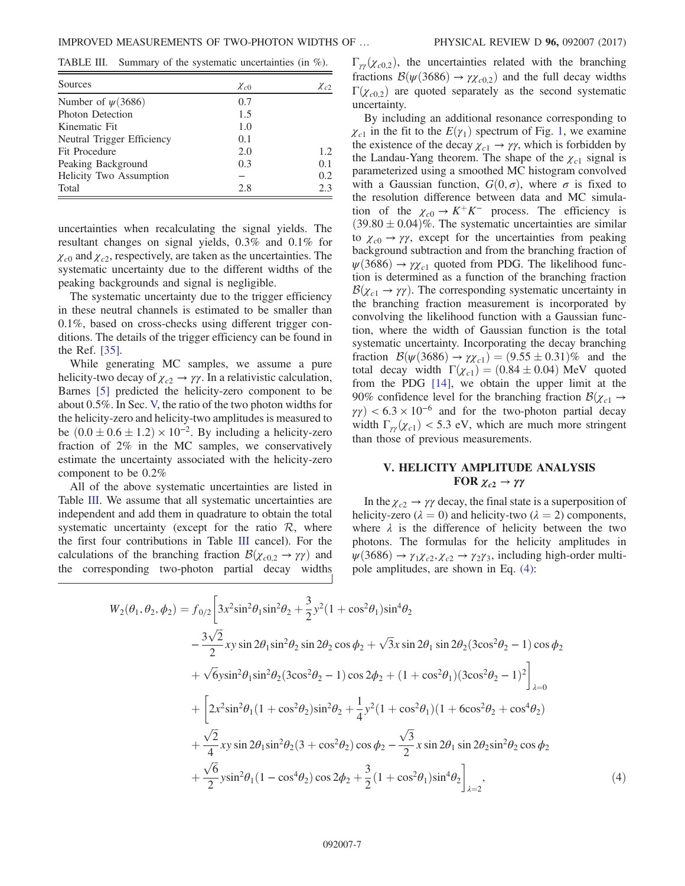TABLE III. Summary of the systematic uncertainties (in %).

| Sources | $\chi_{c0}$ | $\chi_{c2}$ |
| --- | --- | --- |
| Number of $\psi(3686)$ | 0.7 | |
| Photon Detection | 1.5 | |
| Kinematic Fit | 1.0 | |
| Neutral Trigger Efficiency | 0.1 | |
| Fit Procedure | 2.0 | 1.2 |
| Peaking Background | 0.3 | 0.1 |
| Helicity Two Assumption | – | 0.2 |
| Total | 2.8 | 2.3 |

uncertainties when recalculating the signal yields. The resultant changes on signal yields, 0.3% and 0.1% for $\chi_{c0}$ and $\chi_{c2}$, respectively, are taken as the uncertainties. The systematic uncertainty due to the different widths of the peaking backgrounds and signal is negligible.

The systematic uncertainty due to the trigger efficiency in these neutral channels is estimated to be smaller than 0.1%, based on cross-checks using different trigger conditions. The details of the trigger efficiency can be found in the Ref. [35].

While generating MC samples, we assume a pure helicity-two decay of $\chi_{c2} \to \gamma\gamma$. In a relativistic calculation, Barnes [5] predicted the helicity-zero component to be about 0.5%. In Sec. V, the ratio of the two photon widths for the helicity-zero and helicity-two amplitudes is measured to be $(0.0 \pm 0.6 \pm 1.2) \times 10^{-2}$. By including a helicity-zero fraction of 2% in the MC samples, we conservatively estimate the uncertainty associated with the helicity-zero component to be 0.2%

All of the above systematic uncertainties are listed in Table III. We assume that all systematic uncertainties are independent and add them in quadrature to obtain the total systematic uncertainty (except for the ratio $\mathcal{R}$, where the first four contributions in Table III cancel). For the calculations of the branching fraction $\mathcal{B}(\chi_{c0,2} \to \gamma\gamma)$ and the corresponding two-photon partial decay widths $\Gamma_{\gamma\gamma}(\chi_{c0,2})$, the uncertainties related with the branching fractions $\mathcal{B}(\psi(3686) \to \gamma\chi_{c0,2})$ and the full decay widths $\Gamma(\chi_{c0,2})$ are quoted separately as the second systematic uncertainty.

By including an additional resonance corresponding to $\chi_{c1}$ in the fit to the $E(\gamma_1)$ spectrum of Fig. 1, we examine the existence of the decay $\chi_{c1} \to \gamma\gamma$, which is forbidden by the Landau-Yang theorem. The shape of the $\chi_{c1}$ signal is parameterized using a smoothed MC histogram convolved with a Gaussian function, $G(0, \sigma)$, where $\sigma$ is fixed to the resolution difference between data and MC simulation of the $\chi_{c0} \to K^+K^-$ process. The efficiency is $(39.80 \pm 0.04)\%$. The systematic uncertainties are similar to $\chi_{c0} \to \gamma\gamma$, except for the uncertainties from peaking background subtraction and from the branching fraction of $\psi(3686) \to \gamma\chi_{c1}$ quoted from PDG. The likelihood function is determined as a function of the branching fraction $\mathcal{B}(\chi_{c1} \to \gamma\gamma)$. The corresponding systematic uncertainty in the branching fraction measurement is incorporated by convolving the likelihood function with a Gaussian function, where the width of Gaussian function is the total systematic uncertainty. Incorporating the decay branching fraction $\mathcal{B}(\psi(3686) \to \gamma\chi_{c1}) = (9.55 \pm 0.31)\%$ and the total decay width $\Gamma(\chi_{c1}) = (0.84 \pm 0.04)$ MeV quoted from the PDG [14], we obtain the upper limit at the 90% confidence level for the branching fraction $\mathcal{B}(\chi_{c1} \to \gamma\gamma) < 6.3 \times 10^{-6}$ and for the two-photon partial decay width $\Gamma_{\gamma\gamma}(\chi_{c1}) < 5.3$ eV, which are much more stringent than those of previous measurements.

## V. HELICITY AMPLITUDE ANALYSIS FOR $\chi_{c2} \to \gamma\gamma$

In the $\chi_{c2} \to \gamma\gamma$ decay, the final state is a superposition of helicity-zero ($\lambda = 0$) and helicity-two ($\lambda = 2$) components, where $\lambda$ is the difference of helicity between the two photons. The formulas for the helicity amplitudes in $\psi(3686) \to \gamma_1\chi_{c2}, \chi_{c2} \to \gamma_2\gamma_3$, including high-order multipole amplitudes, are shown in Eq. (4):

$$
\begin{aligned}
W_2(\theta_1, \theta_2, \phi_2) = f_{0/2}\bigg[&3x^2\sin^2\theta_1\sin^2\theta_2 + \frac{3}{2}y^2(1+\cos^2\theta_1)\sin^4\theta_2 \\
&- \frac{3\sqrt{2}}{2}xy\sin 2\theta_1\sin^2\theta_2\sin 2\theta_2\cos\phi_2 + \sqrt{3}x\sin 2\theta_1\sin 2\theta_2(3\cos^2\theta_2 - 1)\cos\phi_2 \\
&+ \sqrt{6}y\sin^2\theta_1\sin^2\theta_2(3\cos^2\theta_2 - 1)\cos 2\phi_2 + (1+\cos^2\theta_1)(3\cos^2\theta_2 - 1)^2\bigg]_{\lambda=0} \\
&+ \bigg[2x^2\sin^2\theta_1(1+\cos^2\theta_2)\sin^2\theta_2 + \frac{1}{4}y^2(1+\cos^2\theta_1)(1+6\cos^2\theta_2+\cos^4\theta_2) \\
&+ \frac{\sqrt{2}}{4}xy\sin 2\theta_1\sin^2\theta_2(3+\cos^2\theta_2)\cos\phi_2 - \frac{\sqrt{3}}{2}x\sin 2\theta_1\sin 2\theta_2\sin^2\theta_2\cos\phi_2 \\
&+ \frac{\sqrt{6}}{2}y\sin^2\theta_1(1-\cos^4\theta_2)\cos 2\phi_2 + \frac{3}{2}(1+\cos^2\theta_1)\sin^4\theta_2\bigg]_{\lambda=2},
\end{aligned}
\tag{4}
$$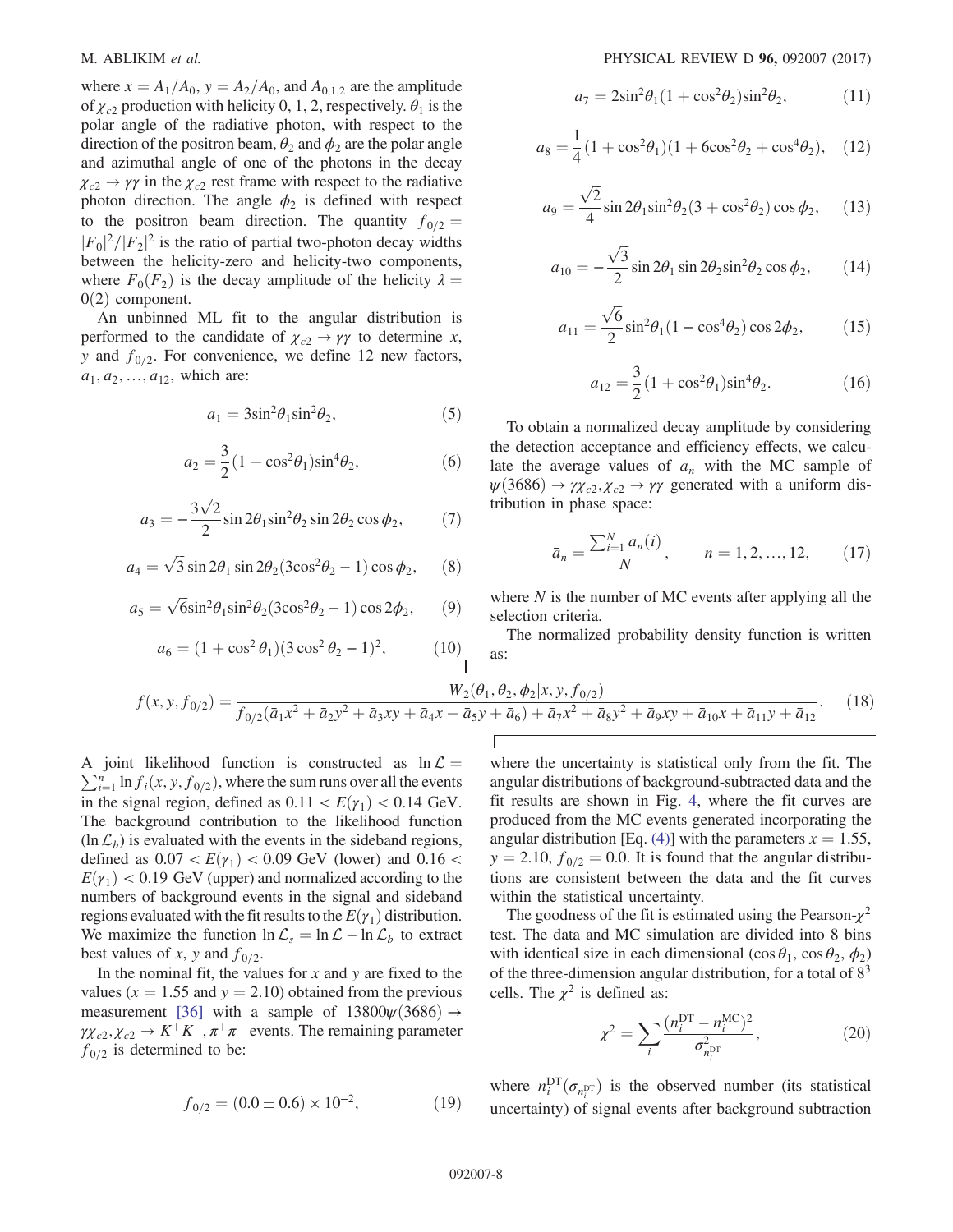where $x = A_1/A_0$, $y = A_2/A_0$, and $A_{0,1,2}$ are the amplitude of $\chi_{c2}$ production with helicity 0, 1, 2, respectively. $\theta_1$ is the polar angle of the radiative photon, with respect to the direction of the positron beam, $\theta_2$ and $\phi_2$ are the polar angle and azimuthal angle of one of the photons in the decay $\chi_{c2} \to \gamma\gamma$ in the $\chi_{c2}$ rest frame with respect to the radiative photon direction. The angle $\phi_2$ is defined with respect to the positron beam direction. The quantity $f_{0/2} = |F_0|^2/|F_2|^2$ is the ratio of partial two-photon decay widths between the helicity-zero and helicity-two components, where $F_0(F_2)$ is the decay amplitude of the helicity $\lambda = 0(2)$ component.

An unbinned ML fit to the angular distribution is performed to the candidate of $\chi_{c2} \to \gamma\gamma$ to determine $x$, $y$ and $f_{0/2}$. For convenience, we define 12 new factors, $a_1, a_2, \ldots, a_{12}$, which are:

$$a_1 = 3\sin^2\theta_1 \sin^2\theta_2, \tag{5}$$

$$a_2 = \frac{3}{2}(1+\cos^2\theta_1)\sin^4\theta_2, \tag{6}$$

$$a_3 = -\frac{3\sqrt{2}}{2}\sin 2\theta_1 \sin^2\theta_2 \sin 2\theta_2 \cos\phi_2, \tag{7}$$

$$a_4 = \sqrt{3}\sin 2\theta_1 \sin 2\theta_2 (3\cos^2\theta_2 - 1)\cos\phi_2, \tag{8}$$

$$a_5 = \sqrt{6}\sin^2\theta_1 \sin^2\theta_2 (3\cos^2\theta_2 - 1)\cos 2\phi_2, \tag{9}$$

$$a_6 = (1+\cos^2\theta_1)(3\cos^2\theta_2 - 1)^2, \tag{10}$$

$$a_7 = 2\sin^2\theta_1 (1+\cos^2\theta_2)\sin^2\theta_2, \tag{11}$$

$$a_8 = \frac{1}{4}(1+\cos^2\theta_1)(1+6\cos^2\theta_2+\cos^4\theta_2), \tag{12}$$

$$a_9 = \frac{\sqrt{2}}{4}\sin 2\theta_1 \sin^2\theta_2 (3+\cos^2\theta_2)\cos\phi_2, \tag{13}$$

$$a_{10} = -\frac{\sqrt{3}}{2}\sin 2\theta_1 \sin 2\theta_2 \sin^2\theta_2 \cos\phi_2, \tag{14}$$

$$a_{11} = \frac{\sqrt{6}}{2}\sin^2\theta_1 (1-\cos^4\theta_2)\cos 2\phi_2, \tag{15}$$

$$a_{12} = \frac{3}{2}(1+\cos^2\theta_1)\sin^4\theta_2. \tag{16}$$

To obtain a normalized decay amplitude by considering the detection acceptance and efficiency effects, we calculate the average values of $a_n$ with the MC sample of $\psi(3686) \to \gamma\chi_{c2}, \chi_{c2} \to \gamma\gamma$ generated with a uniform distribution in phase space:

$$\bar{a}_n = \frac{\sum_{i=1}^{N} a_n(i)}{N}, \qquad n = 1, 2, \ldots, 12, \tag{17}$$

where $N$ is the number of MC events after applying all the selection criteria.

The normalized probability density function is written as:

$$f(x,y,f_{0/2}) = \frac{W_2(\theta_1,\theta_2,\phi_2|x,y,f_{0/2})}{f_{0/2}(\bar{a}_1x^2+\bar{a}_2y^2+\bar{a}_3xy+\bar{a}_4x+\bar{a}_5y+\bar{a}_6)+\bar{a}_7x^2+\bar{a}_8y^2+\bar{a}_9xy+\bar{a}_{10}x+\bar{a}_{11}y+\bar{a}_{12}}. \tag{18}$$

A joint likelihood function is constructed as $\ln\mathcal{L} = \sum_{i=1}^{n}\ln f_i(x,y,f_{0/2})$, where the sum runs over all the events in the signal region, defined as $0.11 < E(\gamma_1) < 0.14$ GeV. The background contribution to the likelihood function ($\ln\mathcal{L}_b$) is evaluated with the events in the sideband regions, defined as $0.07 < E(\gamma_1) < 0.09$ GeV (lower) and $0.16 < E(\gamma_1) < 0.19$ GeV (upper) and normalized according to the numbers of background events in the signal and sideband regions evaluated with the fit results to the $E(\gamma_1)$ distribution. We maximize the function $\ln\mathcal{L}_s = \ln\mathcal{L} - \ln\mathcal{L}_b$ to extract best values of $x$, $y$ and $f_{0/2}$.

In the nominal fit, the values for $x$ and $y$ are fixed to the values ($x = 1.55$ and $y = 2.10$) obtained from the previous measurement [36] with a sample of $13800\psi(3686) \to \gamma\chi_{c2}, \chi_{c2} \to K^+K^-, \pi^+\pi^-$ events. The remaining parameter $f_{0/2}$ is determined to be:

$$f_{0/2} = (0.0 \pm 0.6) \times 10^{-2}, \tag{19}$$

where the uncertainty is statistical only from the fit. The angular distributions of background-subtracted data and the fit results are shown in Fig. 4, where the fit curves are produced from the MC events generated incorporating the angular distribution [Eq. (4)] with the parameters $x = 1.55$, $y = 2.10$, $f_{0/2} = 0.0$. It is found that the angular distributions are consistent between the data and the fit curves within the statistical uncertainty.

The goodness of the fit is estimated using the Pearson-$\chi^2$ test. The data and MC simulation are divided into 8 bins with identical size in each dimensional ($\cos\theta_1$, $\cos\theta_2$, $\phi_2$) of the three-dimension angular distribution, for a total of $8^3$ cells. The $\chi^2$ is defined as:

$$\chi^2 = \sum_i \frac{(n_i^{\mathrm{DT}} - n_i^{\mathrm{MC}})^2}{\sigma^2_{n_i^{\mathrm{DT}}}}, \tag{20}$$

where $n_i^{\mathrm{DT}}(\sigma_{n_i^{\mathrm{DT}}})$ is the observed number (its statistical uncertainty) of signal events after background subtraction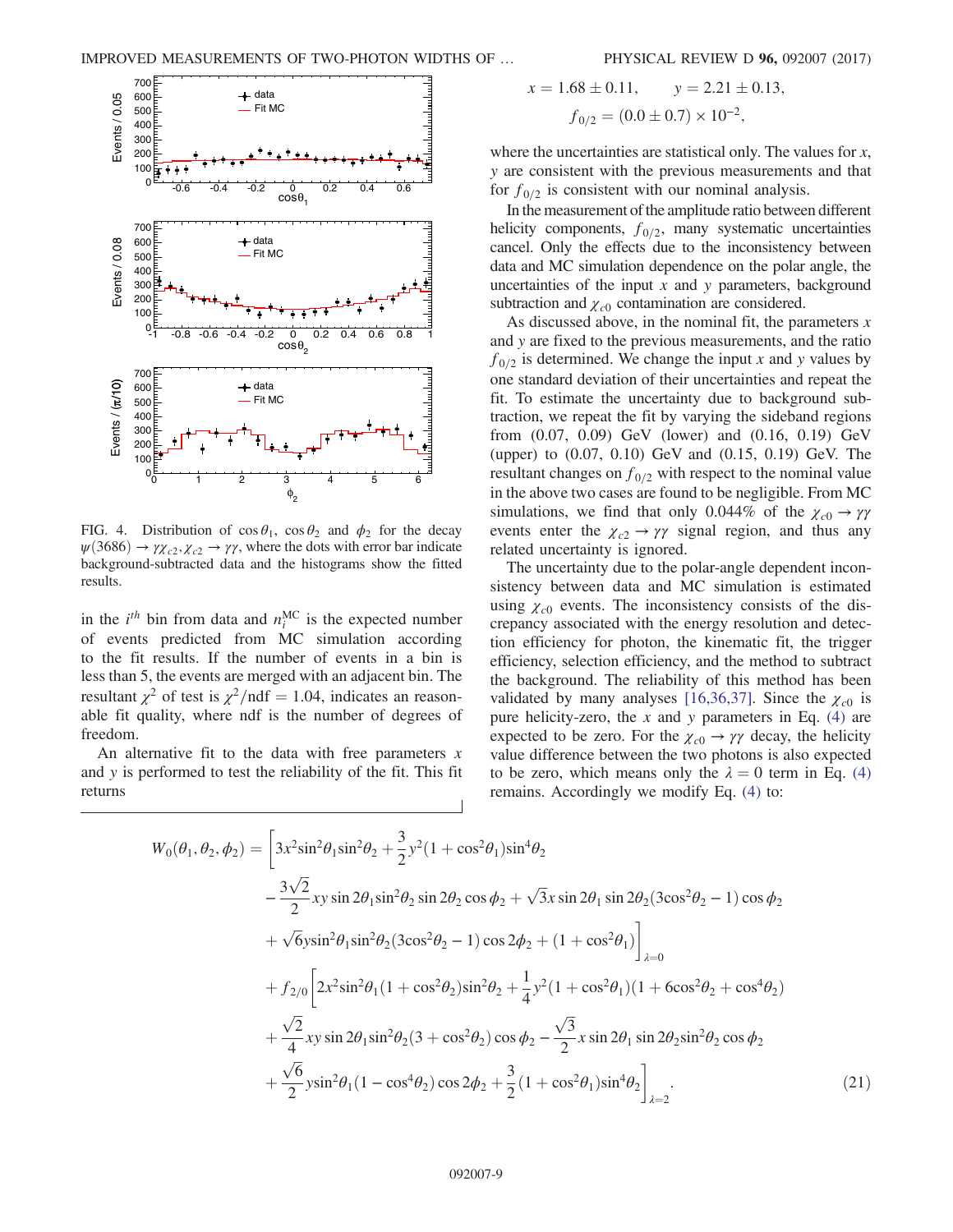Events / 0.05

data

Fit MC

$\cos\theta_1$

Events / 0.08

data

Fit MC

$\cos\theta_2$

Events / ($\pi$/10)

data

Fit MC

$\phi_2$

FIG. 4. Distribution of $\cos\theta_1$, $\cos\theta_2$ and $\phi_2$ for the decay $\psi(3686) \to \gamma\chi_{c2}, \chi_{c2} \to \gamma\gamma$, where the dots with error bar indicate background-subtracted data and the histograms show the fitted results.

in the $i^{th}$ bin from data and $n_i^{\mathrm{MC}}$ is the expected number of events predicted from MC simulation according to the fit results. If the number of events in a bin is less than 5, the events are merged with an adjacent bin. The resultant $\chi^2$ of test is $\chi^2/\mathrm{ndf} = 1.04$, indicates an reasonable fit quality, where ndf is the number of degrees of freedom.

An alternative fit to the data with free parameters $x$ and $y$ is performed to test the reliability of the fit. This fit returns

$$x = 1.68 \pm 0.11, \qquad y = 2.21 \pm 0.13,$$
$$f_{0/2} = (0.0 \pm 0.7) \times 10^{-2},$$

where the uncertainties are statistical only. The values for $x$, $y$ are consistent with the previous measurements and that for $f_{0/2}$ is consistent with our nominal analysis.

In the measurement of the amplitude ratio between different helicity components, $f_{0/2}$, many systematic uncertainties cancel. Only the effects due to the inconsistency between data and MC simulation dependence on the polar angle, the uncertainties of the input $x$ and $y$ parameters, background subtraction and $\chi_{c0}$ contamination are considered.

As discussed above, in the nominal fit, the parameters $x$ and $y$ are fixed to the previous measurements, and the ratio $f_{0/2}$ is determined. We change the input $x$ and $y$ values by one standard deviation of their uncertainties and repeat the fit. To estimate the uncertainty due to background subtraction, we repeat the fit by varying the sideband regions from (0.07, 0.09) GeV (lower) and (0.16, 0.19) GeV (upper) to (0.07, 0.10) GeV and (0.15, 0.19) GeV. The resultant changes on $f_{0/2}$ with respect to the nominal value in the above two cases are found to be negligible. From MC simulations, we find that only 0.044% of the $\chi_{c0} \to \gamma\gamma$ events enter the $\chi_{c2} \to \gamma\gamma$ signal region, and thus any related uncertainty is ignored.

The uncertainty due to the polar-angle dependent inconsistency between data and MC simulation is estimated using $\chi_{c0}$ events. The inconsistency consists of the discrepancy associated with the energy resolution and detection efficiency for photon, the kinematic fit, the trigger efficiency, selection efficiency, and the method to subtract the background. The reliability of this method has been validated by many analyses [16,36,37]. Since the $\chi_{c0}$ is pure helicity-zero, the $x$ and $y$ parameters in Eq. (4) are expected to be zero. For the $\chi_{c0} \to \gamma\gamma$ decay, the helicity value difference between the two photons is also expected to be zero, which means only the $\lambda = 0$ term in Eq. (4) remains. Accordingly we modify Eq. (4) to:

$$\begin{aligned}
W_0(\theta_1, \theta_2, \phi_2) = \Bigg[ & 3x^2 \sin^2\theta_1 \sin^2\theta_2 + \frac{3}{2} y^2 (1 + \cos^2\theta_1) \sin^4\theta_2 \\
& - \frac{3\sqrt{2}}{2} xy \sin 2\theta_1 \sin^2\theta_2 \sin 2\theta_2 \cos\phi_2 + \sqrt{3} x \sin 2\theta_1 \sin 2\theta_2 (3\cos^2\theta_2 - 1) \cos\phi_2 \\
& + \sqrt{6} y \sin^2\theta_1 \sin^2\theta_2 (3\cos^2\theta_2 - 1) \cos 2\phi_2 + (1 + \cos^2\theta_1) \Bigg]_{\lambda=0} \\
& + f_{2/0} \Bigg[ 2x^2 \sin^2\theta_1 (1 + \cos^2\theta_2) \sin^2\theta_2 + \frac{1}{4} y^2 (1 + \cos^2\theta_1)(1 + 6\cos^2\theta_2 + \cos^4\theta_2) \\
& + \frac{\sqrt{2}}{4} xy \sin 2\theta_1 \sin^2\theta_2 (3 + \cos^2\theta_2) \cos\phi_2 - \frac{\sqrt{3}}{2} x \sin 2\theta_1 \sin 2\theta_2 \sin^2\theta_2 \cos\phi_2 \\
& + \frac{\sqrt{6}}{2} y \sin^2\theta_1 (1 - \cos^4\theta_2) \cos 2\phi_2 + \frac{3}{2} (1 + \cos^2\theta_1) \sin^4\theta_2 \Bigg]_{\lambda=2}.
\end{aligned} \tag{21}$$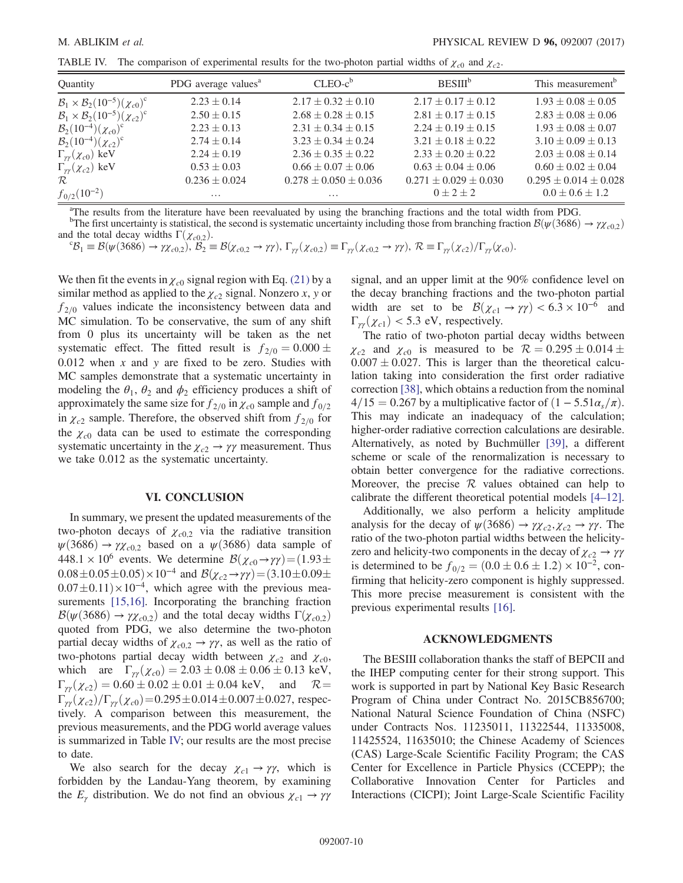TABLE IV. The comparison of experimental results for the two-photon partial widths of $\chi_{c0}$ and $\chi_{c2}$.

| Quantity | PDG average values[a] | CLEO-c[b] | BESIII[b] | This measurement[b] |
|---|---|---|---|---|
| $\mathcal{B}_1 \times \mathcal{B}_2 (10^{-5})(\chi_{c0})$[c] | $2.23 \pm 0.14$ | $2.17 \pm 0.32 \pm 0.10$ | $2.17 \pm 0.17 \pm 0.12$ | $1.93 \pm 0.08 \pm 0.05$ |
| $\mathcal{B}_1 \times \mathcal{B}_2 (10^{-5})(\chi_{c2})$[c] | $2.50 \pm 0.15$ | $2.68 \pm 0.28 \pm 0.15$ | $2.81 \pm 0.17 \pm 0.15$ | $2.83 \pm 0.08 \pm 0.06$ |
| $\mathcal{B}_2 (10^{-4})(\chi_{c0})$[c] | $2.23 \pm 0.13$ | $2.31 \pm 0.34 \pm 0.15$ | $2.24 \pm 0.19 \pm 0.15$ | $1.93 \pm 0.08 \pm 0.07$ |
| $\mathcal{B}_2 (10^{-4})(\chi_{c2})$[c] | $2.74 \pm 0.14$ | $3.23 \pm 0.34 \pm 0.24$ | $3.21 \pm 0.18 \pm 0.22$ | $3.10 \pm 0.09 \pm 0.13$ |
| $\Gamma_{\gamma\gamma}(\chi_{c0})$ keV | $2.24 \pm 0.19$ | $2.36 \pm 0.35 \pm 0.22$ | $2.33 \pm 0.20 \pm 0.22$ | $2.03 \pm 0.08 \pm 0.14$ |
| $\Gamma_{\gamma\gamma}(\chi_{c2})$ keV | $0.53 \pm 0.03$ | $0.66 \pm 0.07 \pm 0.06$ | $0.63 \pm 0.04 \pm 0.06$ | $0.60 \pm 0.02 \pm 0.04$ |
| $\mathcal{R}$ | $0.236 \pm 0.024$ | $0.278 \pm 0.050 \pm 0.036$ | $0.271 \pm 0.029 \pm 0.030$ | $0.295 \pm 0.014 \pm 0.028$ |
| $f_{0/2}(10^{-2})$ | ... | ... | $0 \pm 2 \pm 2$ | $0.0 \pm 0.6 \pm 1.2$ |

[a]The results from the literature have been reevaluated by using the branching fractions and the total width from PDG.
[b]The first uncertainty is statistical, the second is systematic uncertainty including those from branching fraction $\mathcal{B}(\psi(3686) \to \gamma\chi_{c0,2})$ and the total decay widths $\Gamma(\chi_{c0,2})$.
[c]$\mathcal{B}_1 \equiv \mathcal{B}(\psi(3686) \to \gamma\chi_{c0,2})$, $\mathcal{B}_2 \equiv \mathcal{B}(\chi_{c0,2} \to \gamma\gamma)$, $\Gamma_{\gamma\gamma}(\chi_{c0,2}) \equiv \Gamma_{\gamma\gamma}(\chi_{c0,2} \to \gamma\gamma)$, $\mathcal{R} \equiv \Gamma_{\gamma\gamma}(\chi_{c2})/\Gamma_{\gamma\gamma}(\chi_{c0})$.

We then fit the events in $\chi_{c0}$ signal region with Eq. (21) by a similar method as applied to the $\chi_{c2}$ signal. Nonzero $x$, $y$ or $f_{2/0}$ values indicate the inconsistency between data and MC simulation. To be conservative, the sum of any shift from 0 plus its uncertainty will be taken as the net systematic effect. The fitted result is $f_{2/0} = 0.000 \pm 0.012$ when $x$ and $y$ are fixed to be zero. Studies with MC samples demonstrate that a systematic uncertainty in modeling the $\theta_1$, $\theta_2$ and $\phi_2$ efficiency produces a shift of approximately the same size for $f_{2/0}$ in $\chi_{c0}$ sample and $f_{0/2}$ in $\chi_{c2}$ sample. Therefore, the observed shift from $f_{2/0}$ for the $\chi_{c0}$ data can be used to estimate the corresponding systematic uncertainty in the $\chi_{c2} \to \gamma\gamma$ measurement. Thus we take 0.012 as the systematic uncertainty.

## VI. CONCLUSION

In summary, we present the updated measurements of the two-photon decays of $\chi_{c0,2}$ via the radiative transition $\psi(3686) \to \gamma\chi_{c0,2}$ based on a $\psi(3686)$ data sample of $448.1 \times 10^6$ events. We determine $\mathcal{B}(\chi_{c0} \to \gamma\gamma) = (1.93 \pm 0.08 \pm 0.05 \pm 0.05) \times 10^{-4}$ and $\mathcal{B}(\chi_{c2} \to \gamma\gamma) = (3.10 \pm 0.09 \pm 0.07 \pm 0.11) \times 10^{-4}$, which agree with the previous measurements [15,16]. Incorporating the branching fraction $\mathcal{B}(\psi(3686) \to \gamma\chi_{c0,2})$ and the total decay widths $\Gamma(\chi_{c0,2})$ quoted from PDG, we also determine the two-photon partial decay widths of $\chi_{c0,2} \to \gamma\gamma$, as well as the ratio of two-photons partial decay width between $\chi_{c2}$ and $\chi_{c0}$, which are $\Gamma_{\gamma\gamma}(\chi_{c0}) = 2.03 \pm 0.08 \pm 0.06 \pm 0.13$ keV, $\Gamma_{\gamma\gamma}(\chi_{c2}) = 0.60 \pm 0.02 \pm 0.01 \pm 0.04$ keV, and $\mathcal{R} = \Gamma_{\gamma\gamma}(\chi_{c2})/\Gamma_{\gamma\gamma}(\chi_{c0}) = 0.295 \pm 0.014 \pm 0.007 \pm 0.027$, respectively. A comparison between this measurement, the previous measurements, and the PDG world average values is summarized in Table IV; our results are the most precise to date.

We also search for the decay $\chi_{c1} \to \gamma\gamma$, which is forbidden by the Landau-Yang theorem, by examining the $E_\gamma$ distribution. We do not find an obvious $\chi_{c1} \to \gamma\gamma$ signal, and an upper limit at the 90% confidence level on the decay branching fractions and the two-photon partial width are set to be $\mathcal{B}(\chi_{c1} \to \gamma\gamma) < 6.3 \times 10^{-6}$ and $\Gamma_{\gamma\gamma}(\chi_{c1}) < 5.3$ eV, respectively.

The ratio of two-photon partial decay widths between $\chi_{c2}$ and $\chi_{c0}$ is measured to be $\mathcal{R} = 0.295 \pm 0.014 \pm 0.007 \pm 0.027$. This is larger than the theoretical calculation taking into consideration the first order radiative correction [38], which obtains a reduction from the nominal $4/15 = 0.267$ by a multiplicative factor of $(1 - 5.51\alpha_s/\pi)$. This may indicate an inadequacy of the calculation; higher-order radiative correction calculations are desirable. Alternatively, as noted by Buchmüller [39], a different scheme or scale of the renormalization is necessary to obtain better convergence for the radiative corrections. Moreover, the precise $\mathcal{R}$ values obtained can help to calibrate the different theoretical potential models [4–12].

Additionally, we also perform a helicity amplitude analysis for the decay of $\psi(3686) \to \gamma\chi_{c2}, \chi_{c2} \to \gamma\gamma$. The ratio of the two-photon partial widths between the helicity-zero and helicity-two components in the decay of $\chi_{c2} \to \gamma\gamma$ is determined to be $f_{0/2} = (0.0 \pm 0.6 \pm 1.2) \times 10^{-2}$, confirming that helicity-zero component is highly suppressed. This more precise measurement is consistent with the previous experimental results [16].

## ACKNOWLEDGMENTS

The BESIII collaboration thanks the staff of BEPCII and the IHEP computing center for their strong support. This work is supported in part by National Key Basic Research Program of China under Contract No. 2015CB856700; National Natural Science Foundation of China (NSFC) under Contracts Nos. 11235011, 11322544, 11335008, 11425524, 11635010; the Chinese Academy of Sciences (CAS) Large-Scale Scientific Facility Program; the CAS Center for Excellence in Particle Physics (CCEPP); the Collaborative Innovation Center for Particles and Interactions (CICPI); Joint Large-Scale Scientific Facility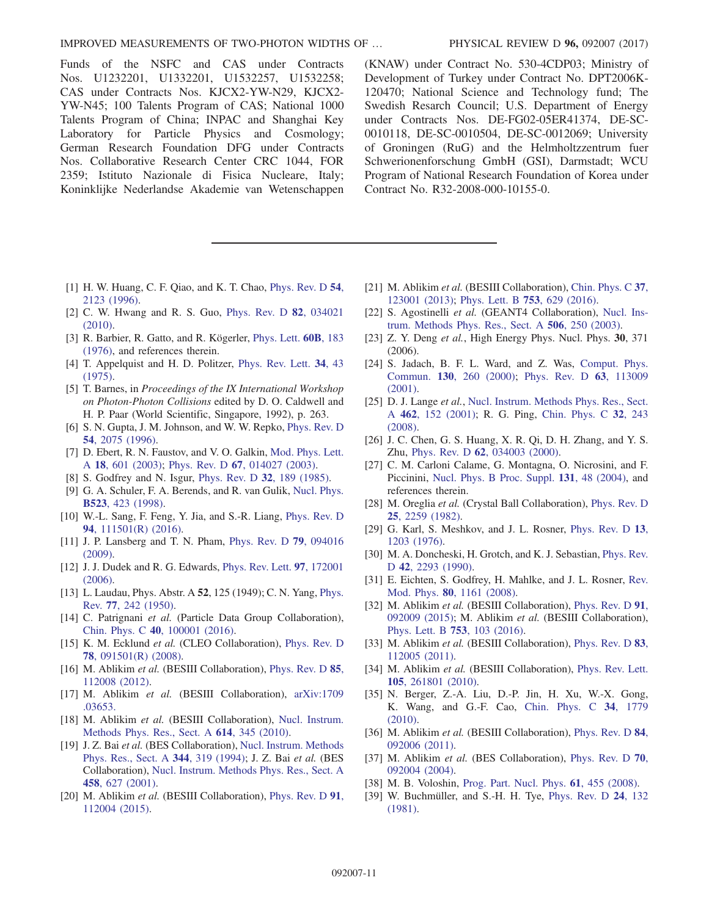Funds of the NSFC and CAS under Contracts Nos. U1232201, U1332201, U1532257, U1532258; CAS under Contracts Nos. KJCX2-YW-N29, KJCX2-YW-N45; 100 Talents Program of CAS; National 1000 Talents Program of China; INPAC and Shanghai Key Laboratory for Particle Physics and Cosmology; German Research Foundation DFG under Contracts Nos. Collaborative Research Center CRC 1044, FOR 2359; Istituto Nazionale di Fisica Nucleare, Italy; Koninklijke Nederlandse Akademie van Wetenschappen (KNAW) under Contract No. 530-4CDP03; Ministry of Development of Turkey under Contract No. DPT2006K-120470; National Science and Technology fund; The Swedish Research Council; U.S. Department of Energy under Contracts Nos. DE-FG02-05ER41374, DE-SC-0010118, DE-SC-0010504, DE-SC-0012069; University of Groningen (RuG) and the Helmholtzzentrum fuer Schwerionenforschung GmbH (GSI), Darmstadt; WCU Program of National Research Foundation of Korea under Contract No. R32-2008-000-10155-0.

---

[1] H. W. Huang, C. F. Qiao, and K. T. Chao, Phys. Rev. D **54**, 2123 (1996).

[2] C. W. Hwang and R. S. Guo, Phys. Rev. D **82**, 034021 (2010).

[3] R. Barbier, R. Gatto, and R. Kögerler, Phys. Lett. **60B**, 183 (1976), and references therein.

[4] T. Appelquist and H. D. Politzer, Phys. Rev. Lett. **34**, 43 (1975).

[5] T. Barnes, in *Proceedings of the IX International Workshop on Photon-Photon Collisions* edited by D. O. Caldwell and H. P. Paar (World Scientific, Singapore, 1992), p. 263.

[6] S. N. Gupta, J. M. Johnson, and W. W. Repko, Phys. Rev. D **54**, 2075 (1996).

[7] D. Ebert, R. N. Faustov, and V. O. Galkin, Mod. Phys. Lett. A **18**, 601 (2003); Phys. Rev. D **67**, 014027 (2003).

[8] S. Godfrey and N. Isgur, Phys. Rev. D **32**, 189 (1985).

[9] G. A. Schuler, F. A. Berends, and R. van Gulik, Nucl. Phys. **B523**, 423 (1998).

[10] W.-L. Sang, F. Feng, Y. Jia, and S.-R. Liang, Phys. Rev. D **94**, 111501(R) (2016).

[11] J. P. Lansberg and T. N. Pham, Phys. Rev. D **79**, 094016 (2009).

[12] J. J. Dudek and R. G. Edwards, Phys. Rev. Lett. **97**, 172001 (2006).

[13] L. Laudau, Phys. Abstr. A **52**, 125 (1949); C. N. Yang, Phys. Rev. **77**, 242 (1950).

[14] C. Patrignani *et al.* (Particle Data Group Collaboration), Chin. Phys. C **40**, 100001 (2016).

[15] K. M. Ecklund *et al.* (CLEO Collaboration), Phys. Rev. D **78**, 091501(R) (2008).

[16] M. Ablikim *et al.* (BESIII Collaboration), Phys. Rev. D **85**, 112008 (2012).

[17] M. Ablikim *et al.* (BESIII Collaboration), arXiv:1709.03653.

[18] M. Ablikim *et al.* (BESIII Collaboration), Nucl. Instrum. Methods Phys. Res., Sect. A **614**, 345 (2010).

[19] J. Z. Bai *et al.* (BES Collaboration), Nucl. Instrum. Methods Phys. Res., Sect. A **344**, 319 (1994); J. Z. Bai *et al.* (BES Collaboration), Nucl. Instrum. Methods Phys. Res., Sect. A **458**, 627 (2001).

[20] M. Ablikim *et al.* (BESIII Collaboration), Phys. Rev. D **91**, 112004 (2015).

[21] M. Ablikim *et al.* (BESIII Collaboration), Chin. Phys. C **37**, 123001 (2013); Phys. Lett. B **753**, 629 (2016).

[22] S. Agostinelli *et al.* (GEANT4 Collaboration), Nucl. Instrum. Methods Phys. Res., Sect. A **506**, 250 (2003).

[23] Z. Y. Deng *et al.*, High Energy Phys. Nucl. Phys. **30**, 371 (2006).

[24] S. Jadach, B. F. L. Ward, and Z. Was, Comput. Phys. Commun. **130**, 260 (2000); Phys. Rev. D **63**, 113009 (2001).

[25] D. J. Lange *et al.*, Nucl. Instrum. Methods Phys. Res., Sect. A **462**, 152 (2001); R. G. Ping, Chin. Phys. C **32**, 243 (2008).

[26] J. C. Chen, G. S. Huang, X. R. Qi, D. H. Zhang, and Y. S. Zhu, Phys. Rev. D **62**, 034003 (2000).

[27] C. M. Carloni Calame, G. Montagna, O. Nicrosini, and F. Piccinini, Nucl. Phys. B Proc. Suppl. **131**, 48 (2004), and references therein.

[28] M. Oreglia *et al.* (Crystal Ball Collaboration), Phys. Rev. D **25**, 2259 (1982).

[29] G. Karl, S. Meshkov, and J. L. Rosner, Phys. Rev. D **13**, 1203 (1976).

[30] M. A. Doncheski, H. Grotch, and K. J. Sebastian, Phys. Rev. D **42**, 2293 (1990).

[31] E. Eichten, S. Godfrey, H. Mahlke, and J. L. Rosner, Rev. Mod. Phys. **80**, 1161 (2008).

[32] M. Ablikim *et al.* (BESIII Collaboration), Phys. Rev. D **91**, 092009 (2015); M. Ablikim *et al.* (BESIII Collaboration), Phys. Lett. B **753**, 103 (2016).

[33] M. Ablikim *et al.* (BESIII Collaboration), Phys. Rev. D **83**, 112005 (2011).

[34] M. Ablikim *et al.* (BESIII Collaboration), Phys. Rev. Lett. **105**, 261801 (2010).

[35] N. Berger, Z.-A. Liu, D.-P. Jin, H. Xu, W.-X. Gong, K. Wang, and G.-F. Cao, Chin. Phys. C **34**, 1779 (2010).

[36] M. Ablikim *et al.* (BESIII Collaboration), Phys. Rev. D **84**, 092006 (2011).

[37] M. Ablikim *et al.* (BES Collaboration), Phys. Rev. D **70**, 092004 (2004).

[38] M. B. Voloshin, Prog. Part. Nucl. Phys. **61**, 455 (2008).

[39] W. Buchmüller, and S.-H. H. Tye, Phys. Rev. D **24**, 132 (1981).